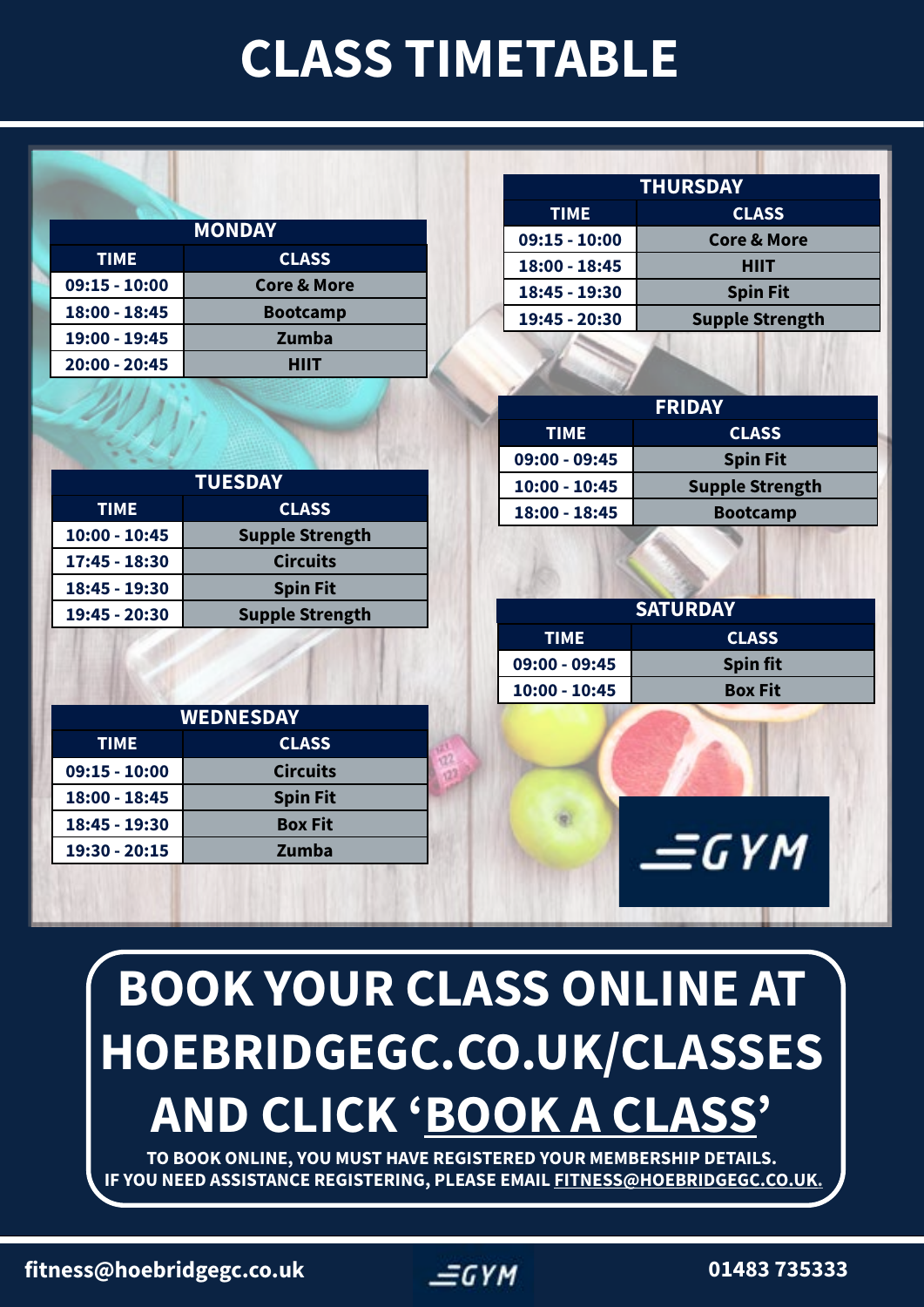# CLASS TIMETABLE

## MONDAY

| TIME | CLASS |
|---|---|
| 09:15 - 10:00 | Core & More |
| 18:00 - 18:45 | Bootcamp |
| 19:00 - 19:45 | Zumba |
| 20:00 - 20:45 | HIIT |

## TUESDAY

| TIME | CLASS |
|---|---|
| 10:00 - 10:45 | Supple Strength |
| 17:45 - 18:30 | Circuits |
| 18:45 - 19:30 | Spin Fit |
| 19:45 - 20:30 | Supple Strength |

## WEDNESDAY

| TIME | CLASS |
|---|---|
| 09:15 - 10:00 | Circuits |
| 18:00 - 18:45 | Spin Fit |
| 18:45 - 19:30 | Box Fit |
| 19:30 - 20:15 | Zumba |

## THURSDAY

| TIME | CLASS |
|---|---|
| 09:15 - 10:00 | Core & More |
| 18:00 - 18:45 | HIIT |
| 18:45 - 19:30 | Spin Fit |
| 19:45 - 20:30 | Supple Strength |

## FRIDAY

| TIME | CLASS |
|---|---|
| 09:00 - 09:45 | Spin Fit |
| 10:00 - 10:45 | Supple Strength |
| 18:00 - 18:45 | Bootcamp |

## SATURDAY

| TIME | CLASS |
|---|---|
| 09:00 - 09:45 | Spin fit |
| 10:00 - 10:45 | Box Fit |

GYM

## BOOK YOUR CLASS ONLINE AT HOEBRIDGEGC.CO.UK/CLASSES AND CLICK 'BOOK A CLASS'

**TO BOOK ONLINE, YOU MUST HAVE REGISTERED YOUR MEMBERSHIP DETAILS.**
**IF YOU NEED ASSISTANCE REGISTERING, PLEASE EMAIL FITNESS@HOEBRIDGEGC.CO.UK.**

fitness@hoebridgegc.co.uk | GYM | 01483 735333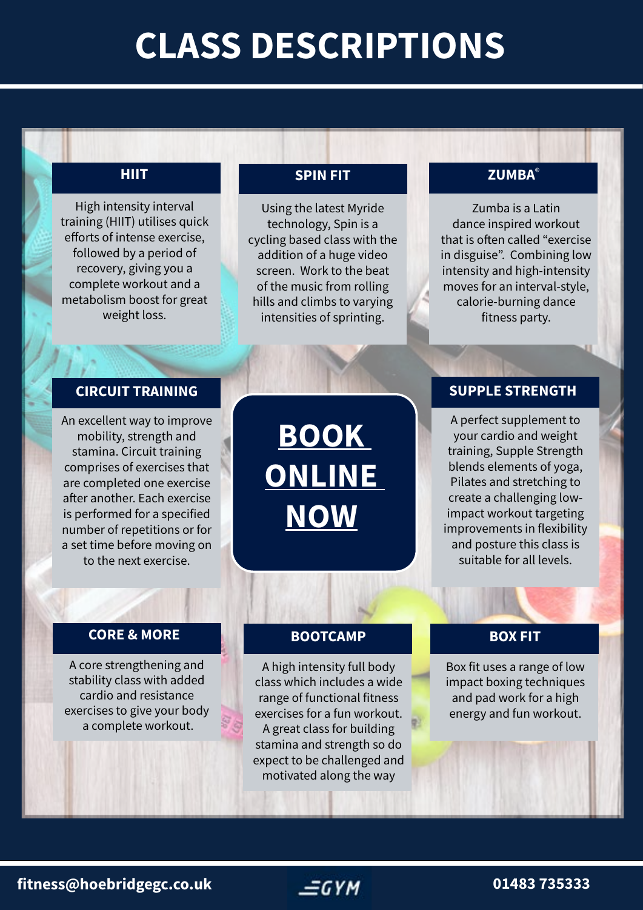# CLASS DESCRIPTIONS

## HIIT

High intensity interval training (HIIT) utilises quick efforts of intense exercise, followed by a period of recovery, giving you a complete workout and a metabolism boost for great weight loss.

## SPIN FIT

Using the latest Myride technology, Spin is a cycling based class with the addition of a huge video screen. Work to the beat of the music from rolling hills and climbs to varying intensities of sprinting.

## ZUMBA®

Zumba is a Latin dance inspired workout that is often called "exercise in disguise". Combining low intensity and high-intensity moves for an interval-style, calorie-burning dance fitness party.

## CIRCUIT TRAINING

An excellent way to improve mobility, strength and stamina. Circuit training comprises of exercises that are completed one exercise after another. Each exercise is performed for a specified number of repetitions or for a set time before moving on to the next exercise.

## BOOK ONLINE NOW

## SUPPLE STRENGTH

A perfect supplement to your cardio and weight training, Supple Strength blends elements of yoga, Pilates and stretching to create a challenging low-impact workout targeting improvements in flexibility and posture this class is suitable for all levels.

## CORE & MORE

A core strengthening and stability class with added cardio and resistance exercises to give your body a complete workout.

## BOOTCAMP

A high intensity full body class which includes a wide range of functional fitness exercises for a fun workout. A great class for building stamina and strength so do expect to be challenged and motivated along the way

## BOX FIT

Box fit uses a range of low impact boxing techniques and pad work for a high energy and fun workout.

**fitness@hoebridgegc.co.uk** GYM **01483 735333**